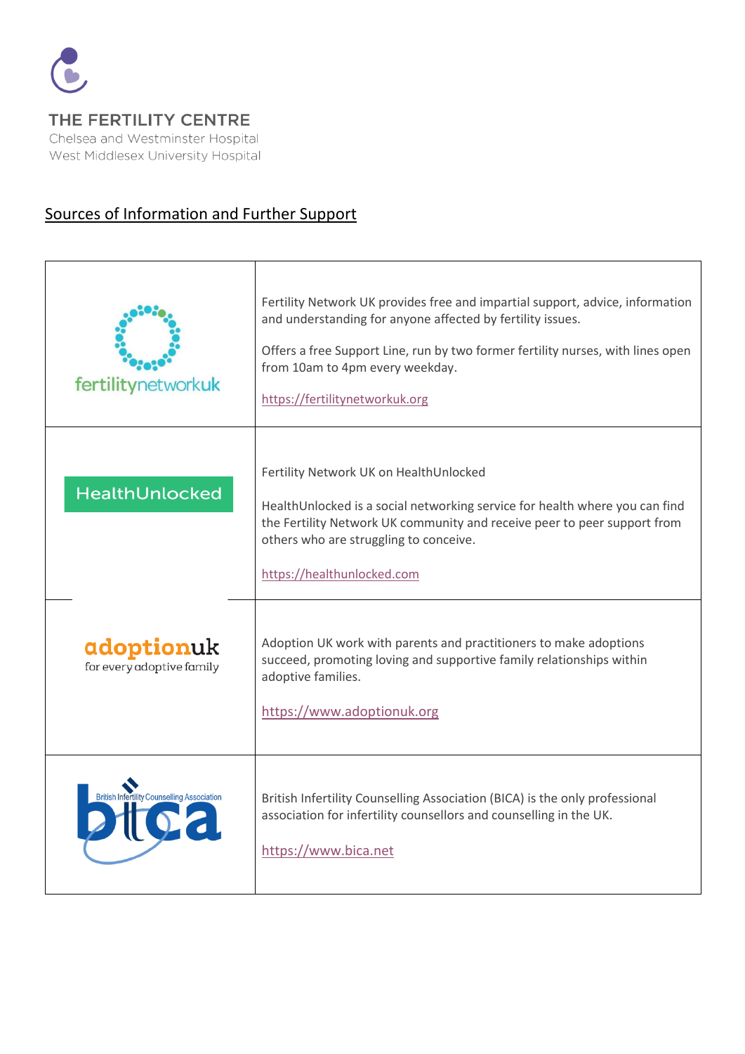THE FERTILITY CENTRE
Chelsea and Westminster Hospital
West Middlesex University Hospital

## Sources of Information and Further Support

| | |
|---|---|
| fertilitynetworkuk | Fertility Network UK provides free and impartial support, advice, information and understanding for anyone affected by fertility issues.<br><br>Offers a free Support Line, run by two former fertility nurses, with lines open from 10am to 4pm every weekday.<br><br>https://fertilitynetworkuk.org |
| HealthUnlocked | Fertility Network UK on HealthUnlocked<br><br>HealthUnlocked is a social networking service for health where you can find the Fertility Network UK community and receive peer to peer support from others who are struggling to conceive.<br><br>https://healthunlocked.com |
| adoptionuk<br>for every adoptive family | Adoption UK work with parents and practitioners to make adoptions succeed, promoting loving and supportive family relationships within adoptive families.<br><br>https://www.adoptionuk.org |
| British Infertility Counselling Association<br>bica | British Infertility Counselling Association (BICA) is the only professional association for infertility counsellors and counselling in the UK.<br><br>https://www.bica.net |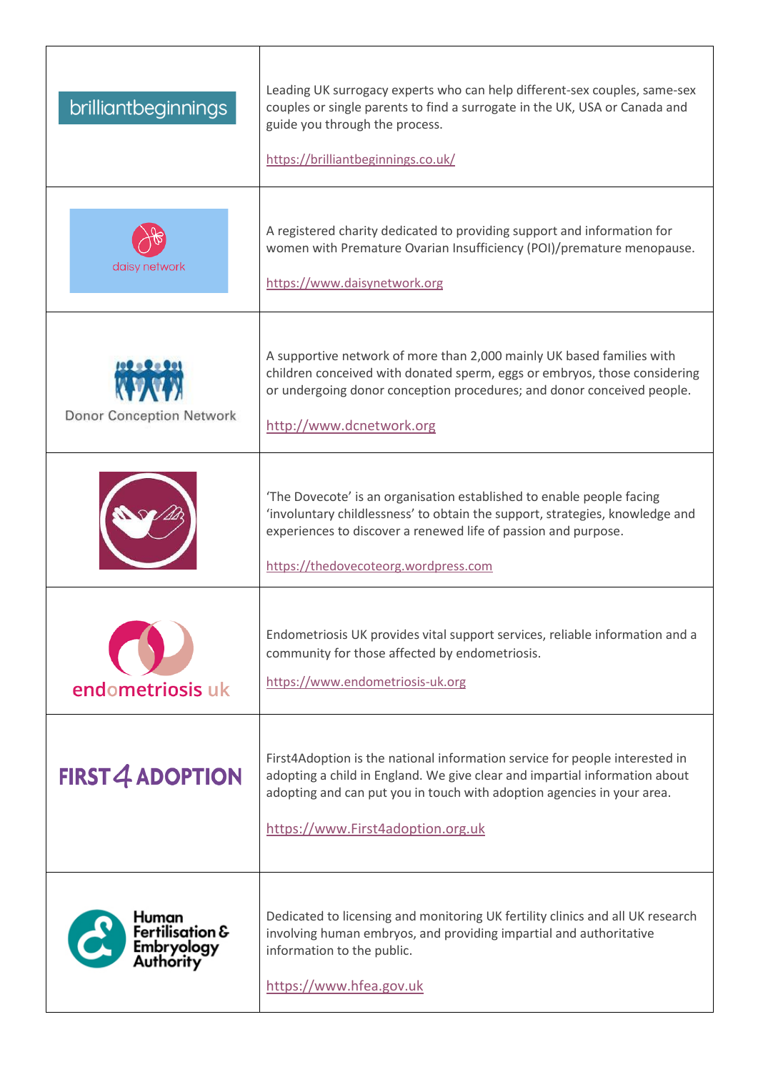| | |
|---|---|
| brilliantbeginnings | Leading UK surrogacy experts who can help different-sex couples, same-sex couples or single parents to find a surrogate in the UK, USA or Canada and guide you through the process.<br><br>https://brilliantbeginnings.co.uk/ |
| daisy network | A registered charity dedicated to providing support and information for women with Premature Ovarian Insufficiency (POI)/premature menopause.<br><br>https://www.daisynetwork.org |
| Donor Conception Network | A supportive network of more than 2,000 mainly UK based families with children conceived with donated sperm, eggs or embryos, those considering or undergoing donor conception procedures; and donor conceived people.<br><br>http://www.dcnetwork.org |
| | 'The Dovecote' is an organisation established to enable people facing 'involuntary childlessness' to obtain the support, strategies, knowledge and experiences to discover a renewed life of passion and purpose.<br><br>https://thedovecoteorg.wordpress.com |
| endometriosis uk | Endometriosis UK provides vital support services, reliable information and a community for those affected by endometriosis.<br><br>https://www.endometriosis-uk.org |
| FIRST 4 ADOPTION | First4Adoption is the national information service for people interested in adopting a child in England. We give clear and impartial information about adopting and can put you in touch with adoption agencies in your area.<br><br>https://www.First4adoption.org.uk |
| Human Fertilisation & Embryology Authority | Dedicated to licensing and monitoring UK fertility clinics and all UK research involving human embryos, and providing impartial and authoritative information to the public.<br><br>https://www.hfea.gov.uk |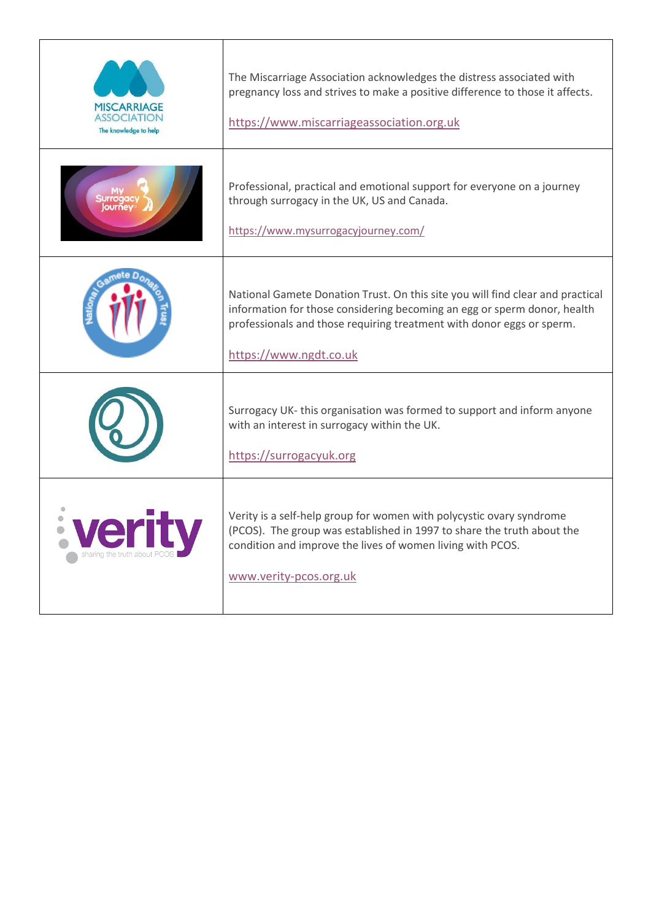| | |
|---|---|
| MISCARRIAGE ASSOCIATION The knowledge to help | The Miscarriage Association acknowledges the distress associated with pregnancy loss and strives to make a positive difference to those it affects.<br><br>https://www.miscarriageassociation.org.uk |
| My Surrogacy Journey | Professional, practical and emotional support for everyone on a journey through surrogacy in the UK, US and Canada.<br><br>https://www.mysurrogacyjourney.com/ |
| National Gamete Donation Trust | National Gamete Donation Trust. On this site you will find clear and practical information for those considering becoming an egg or sperm donor, health professionals and those requiring treatment with donor eggs or sperm.<br><br>https://www.ngdt.co.uk |
| | Surrogacy UK- this organisation was formed to support and inform anyone with an interest in surrogacy within the UK.<br><br>https://surrogacyuk.org |
| verity sharing the truth about PCOS | Verity is a self-help group for women with polycystic ovary syndrome (PCOS). The group was established in 1997 to share the truth about the condition and improve the lives of women living with PCOS.<br><br>www.verity-pcos.org.uk |